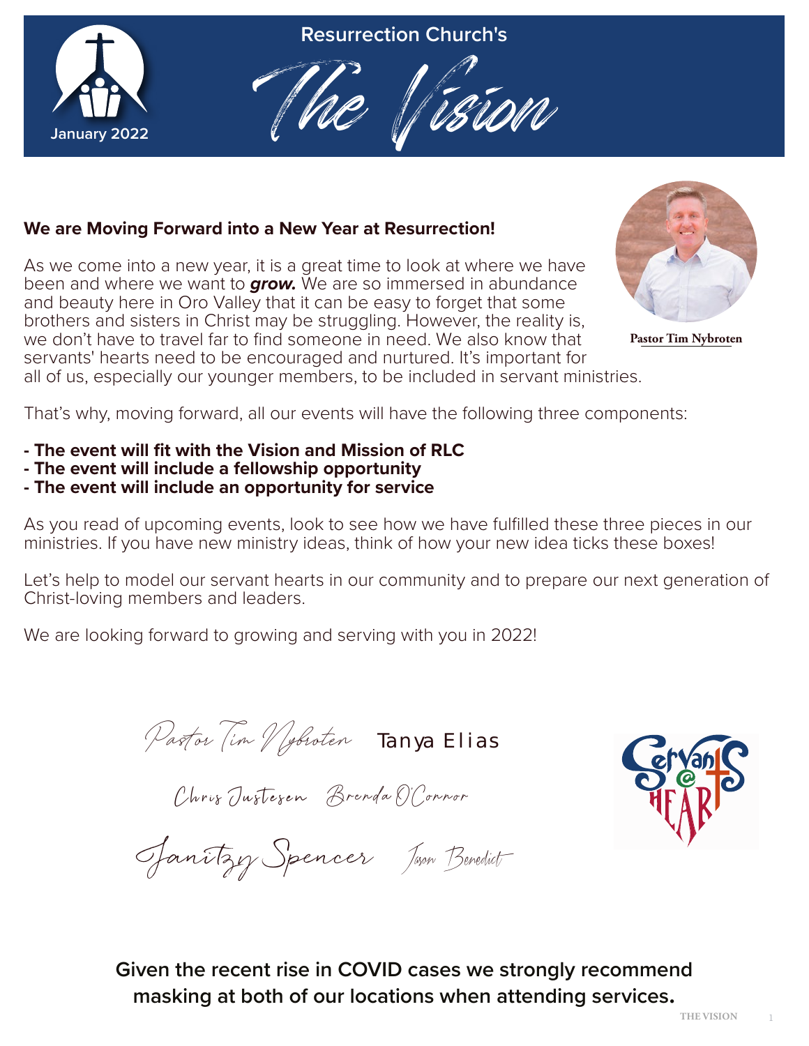Resurrection Church's

# The Vision

January 2022

## We are Moving Forward into a New Year at Resurrection!

Pastor Tim Nybroten

As we come into a new year, it is a great time to look at where we have been and where we want to ***grow.*** We are so immersed in abundance and beauty here in Oro Valley that it can be easy to forget that some brothers and sisters in Christ may be struggling. However, the reality is, we don't have to travel far to find someone in need. We also know that servants' hearts need to be encouraged and nurtured. It's important for all of us, especially our younger members, to be included in servant ministries.

That's why, moving forward, all our events will have the following three components:

- **The event will fit with the Vision and Mission of RLC**
- **The event will include a fellowship opportunity**
- **The event will include an opportunity for service**

As you read of upcoming events, look to see how we have fulfilled these three pieces in our ministries. If you have new ministry ideas, think of how your new idea ticks these boxes!

Let's help to model our servant hearts in our community and to prepare our next generation of Christ-loving members and leaders.

We are looking forward to growing and serving with you in 2022!

Pastor Tim Nybroten   Tanya Elias

Chris Justesen   Brenda O'Connor

Janitzy Spencer   Jason Benedict

Servants @ Heart

**Given the recent rise in COVID cases we strongly recommend masking at both of our locations when attending services.**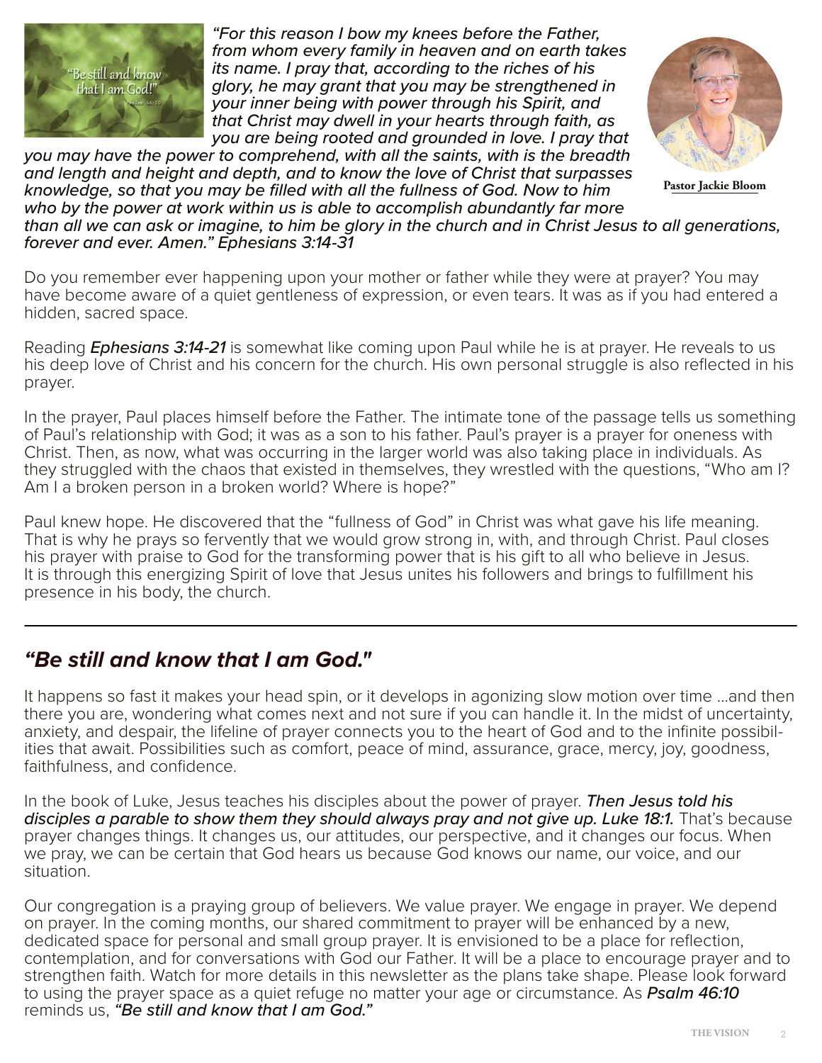*"For this reason I bow my knees before the Father, from whom every family in heaven and on earth takes its name. I pray that, according to the riches of his glory, he may grant that you may be strengthened in your inner being with power through his Spirit, and that Christ may dwell in your hearts through faith, as you are being rooted and grounded in love. I pray that you may have the power to comprehend, with all the saints, with is the breadth and length and height and depth, and to know the love of Christ that surpasses knowledge, so that you may be filled with all the fullness of God. Now to him who by the power at work within us is able to accomplish abundantly far more than all we can ask or imagine, to him be glory in the church and in Christ Jesus to all generations, forever and ever. Amen." Ephesians 3:14-31*

**Pastor Jackie Bloom**

Do you remember ever happening upon your mother or father while they were at prayer? You may have become aware of a quiet gentleness of expression, or even tears. It was as if you had entered a hidden, sacred space.

Reading ***Ephesians 3:14-21*** is somewhat like coming upon Paul while he is at prayer. He reveals to us his deep love of Christ and his concern for the church. His own personal struggle is also reflected in his prayer.

In the prayer, Paul places himself before the Father. The intimate tone of the passage tells us something of Paul's relationship with God; it was as a son to his father. Paul's prayer is a prayer for oneness with Christ. Then, as now, what was occurring in the larger world was also taking place in individuals. As they struggled with the chaos that existed in themselves, they wrestled with the questions, "Who am I? Am I a broken person in a broken world? Where is hope?"

Paul knew hope. He discovered that the "fullness of God" in Christ was what gave his life meaning. That is why he prays so fervently that we would grow strong in, with, and through Christ. Paul closes his prayer with praise to God for the transforming power that is his gift to all who believe in Jesus. It is through this energizing Spirit of love that Jesus unites his followers and brings to fulfillment his presence in his body, the church.

---

## *"Be still and know that I am God."*

It happens so fast it makes your head spin, or it develops in agonizing slow motion over time ...and then there you are, wondering what comes next and not sure if you can handle it. In the midst of uncertainty, anxiety, and despair, the lifeline of prayer connects you to the heart of God and to the infinite possibilities that await. Possibilities such as comfort, peace of mind, assurance, grace, mercy, joy, goodness, faithfulness, and confidence.

In the book of Luke, Jesus teaches his disciples about the power of prayer. ***Then Jesus told his disciples a parable to show them they should always pray and not give up. Luke 18:1.*** That's because prayer changes things. It changes us, our attitudes, our perspective, and it changes our focus. When we pray, we can be certain that God hears us because God knows our name, our voice, and our situation.

Our congregation is a praying group of believers. We value prayer. We engage in prayer. We depend on prayer. In the coming months, our shared commitment to prayer will be enhanced by a new, dedicated space for personal and small group prayer. It is envisioned to be a place for reflection, contemplation, and for conversations with God our Father. It will be a place to encourage prayer and to strengthen faith. Watch for more details in this newsletter as the plans take shape. Please look forward to using the prayer space as a quiet refuge no matter your age or circumstance. As ***Psalm 46:10*** reminds us, ***"Be still and know that I am God."***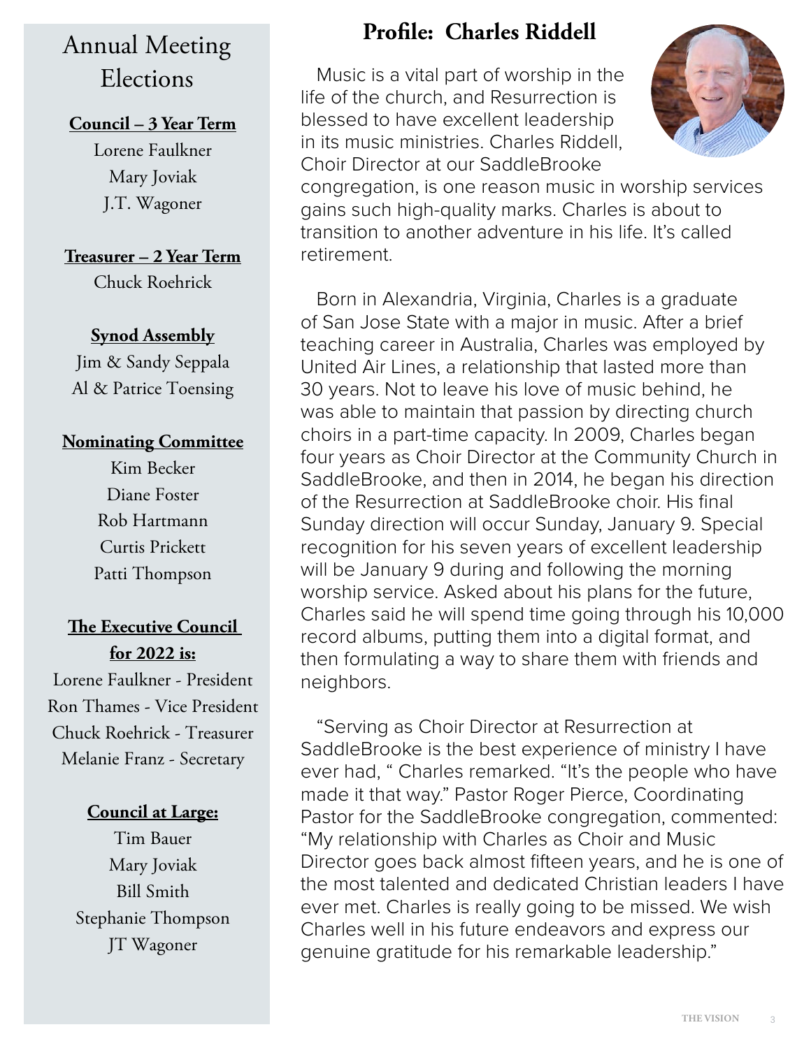# Annual Meeting Elections

**Council – 3 Year Term**

Lorene Faulkner
Mary Joviak
J.T. Wagoner

**Treasurer – 2 Year Term**

Chuck Roehrick

**Synod Assembly**

Jim & Sandy Seppala
Al & Patrice Toensing

**Nominating Committee**

Kim Becker
Diane Foster
Rob Hartmann
Curtis Prickett
Patti Thompson

**The Executive Council for 2022 is:**

Lorene Faulkner - President
Ron Thames - Vice President
Chuck Roehrick - Treasurer
Melanie Franz - Secretary

**Council at Large:**

Tim Bauer
Mary Joviak
Bill Smith
Stephanie Thompson
JT Wagoner

## Profile: Charles Riddell

Music is a vital part of worship in the life of the church, and Resurrection is blessed to have excellent leadership in its music ministries. Charles Riddell, Choir Director at our SaddleBrooke congregation, is one reason music in worship services gains such high-quality marks. Charles is about to transition to another adventure in his life. It's called retirement.

Born in Alexandria, Virginia, Charles is a graduate of San Jose State with a major in music. After a brief teaching career in Australia, Charles was employed by United Air Lines, a relationship that lasted more than 30 years. Not to leave his love of music behind, he was able to maintain that passion by directing church choirs in a part-time capacity. In 2009, Charles began four years as Choir Director at the Community Church in SaddleBrooke, and then in 2014, he began his direction of the Resurrection at SaddleBrooke choir. His final Sunday direction will occur Sunday, January 9. Special recognition for his seven years of excellent leadership will be January 9 during and following the morning worship service. Asked about his plans for the future, Charles said he will spend time going through his 10,000 record albums, putting them into a digital format, and then formulating a way to share them with friends and neighbors.

"Serving as Choir Director at Resurrection at SaddleBrooke is the best experience of ministry I have ever had, " Charles remarked. "It's the people who have made it that way." Pastor Roger Pierce, Coordinating Pastor for the SaddleBrooke congregation, commented: "My relationship with Charles as Choir and Music Director goes back almost fifteen years, and he is one of the most talented and dedicated Christian leaders I have ever met. Charles is really going to be missed. We wish Charles well in his future endeavors and express our genuine gratitude for his remarkable leadership."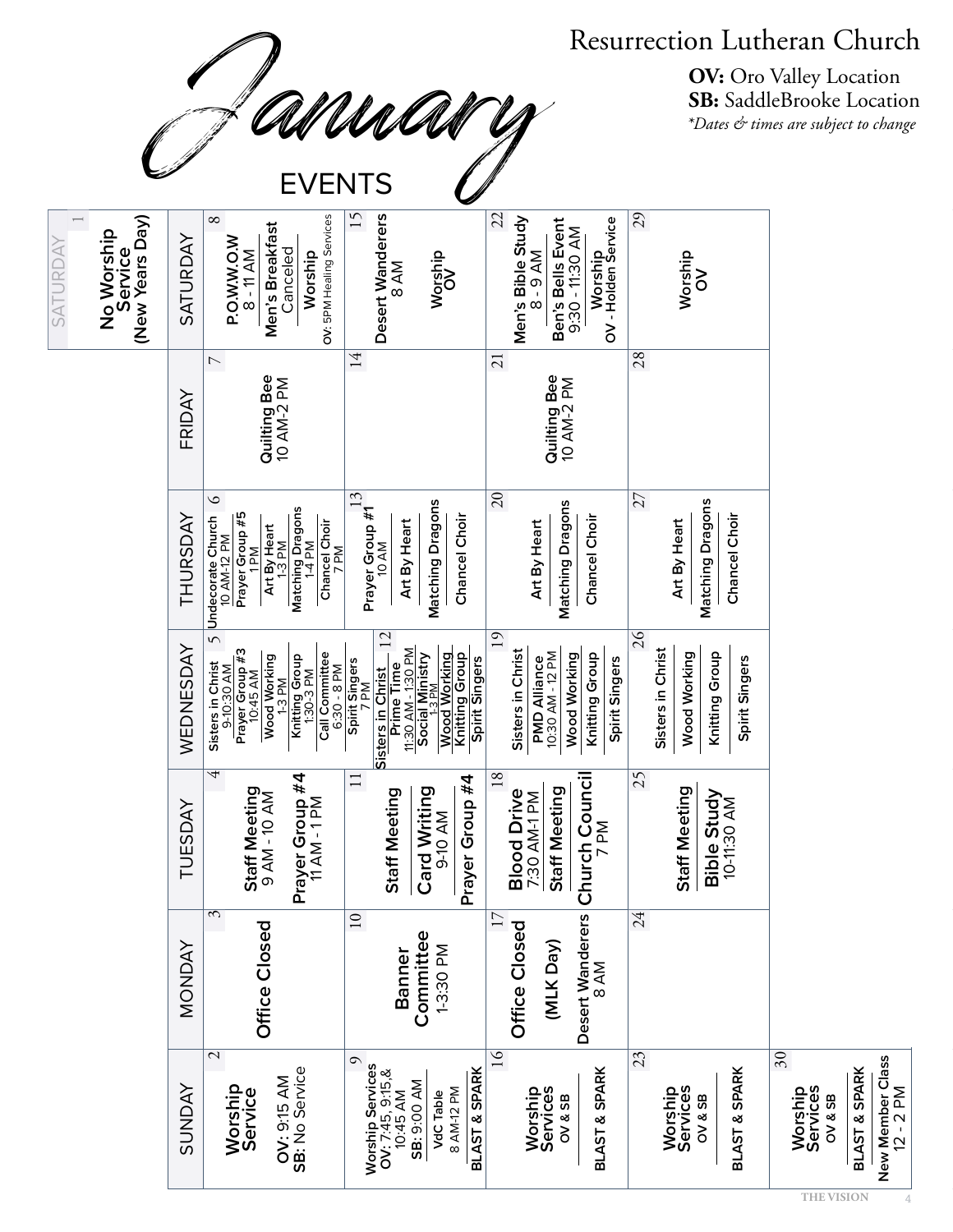# Resurrection Lutheran Church

**OV:** Oro Valley Location
**SB:** SaddleBrooke Location
*\*Dates & times are subject to change*

## January EVENTS

| SUNDAY | MONDAY | TUESDAY | WEDNESDAY | THURSDAY | FRIDAY | SATURDAY |
|---|---|---|---|---|---|---|
| | | | | | | 1 **No Worship Service (New Years Day)** |
| 2 **Worship Service** **OV:** 9:15 AM **SB:** No Service | 3 **Office Closed** | 4 **Staff Meeting** 9 AM - 10 AM; **Prayer Group #4** 11 AM - 1 PM | 5 Sisters in Christ 9-10:30 AM; Prayer Group #3 10:45 AM; Wood Working 1-3 PM; Knitting Group 1:30-3 PM; Call Committee 6:30 - 8 PM | 6 Undecorate Church 10 AM-12 PM; Prayer Group #5 1 PM; Art By Heart 1-3 PM; Matching Dragons 1-4 PM; Chancel Choir 7 PM | 7 **Quilting Bee** 10 AM-2 PM | 8 **P.O.W.W.O.W** 8 - 11 AM; **Men's Breakfast** Canceled; **Worship** OV: 5PM Healing Services |
| 9 Worship Services **OV:** 7:45, 9:15,& 10:45 AM **SB:** 9:00 AM; VdC Table 8 AM-12 PM; **BLAST & SPARK** | 10 **Banner Committee** 1-3:30 PM | 11 **Staff Meeting**; **Card Writing** 9-10 AM; **Prayer Group #4** | 12 Spirit Singers 7 PM; Sisters in Christ; Prime Time 11:30 AM -1:30 PM; Social Ministry 1-3 PM; Wood Working; Knitting Group; Spirit Singers | 13 Prayer Group #1 10 AM; Art By Heart; Matching Dragons; Chancel Choir | 14 | 15 **Desert Wanderers** 8 AM; **Worship OV** |
| 16 **Worship Services** OV & SB; **BLAST & SPARK** | 17 **Office Closed** **(MLK Day)** **Desert Wanderers** 8 AM | 18 **Blood Drive** 7:30 AM-1 PM; **Staff Meeting**; **Church Council** 7 PM | 19 Sisters in Christ; PMD Alliance 10:30 AM - 12 PM; Wood Working; Knitting Group; Spirit Singers | 20 Art By Heart; Matching Dragons; Chancel Choir | 21 **Quilting Bee** 10 AM-2 PM | 22 **Men's Bible Study** 8 - 9 AM; **Ben's Bells Event** 9:30 - 11:30 AM; **Worship** OV - Holden Service |
| 23 **Worship Services** OV & SB; **BLAST & SPARK** | 24 | 25 **Staff Meeting**; **Bible Study** 10-11:30 AM | 26 Sisters in Christ; Wood Working; Knitting Group; Spirit Singers | 27 Art By Heart; Matching Dragons; Chancel Choir | 28 | 29 **Worship OV** |
| 30 **Worship Services** OV & SB; **BLAST & SPARK**; **New Member Class** 12 - 2 PM | | | | | | |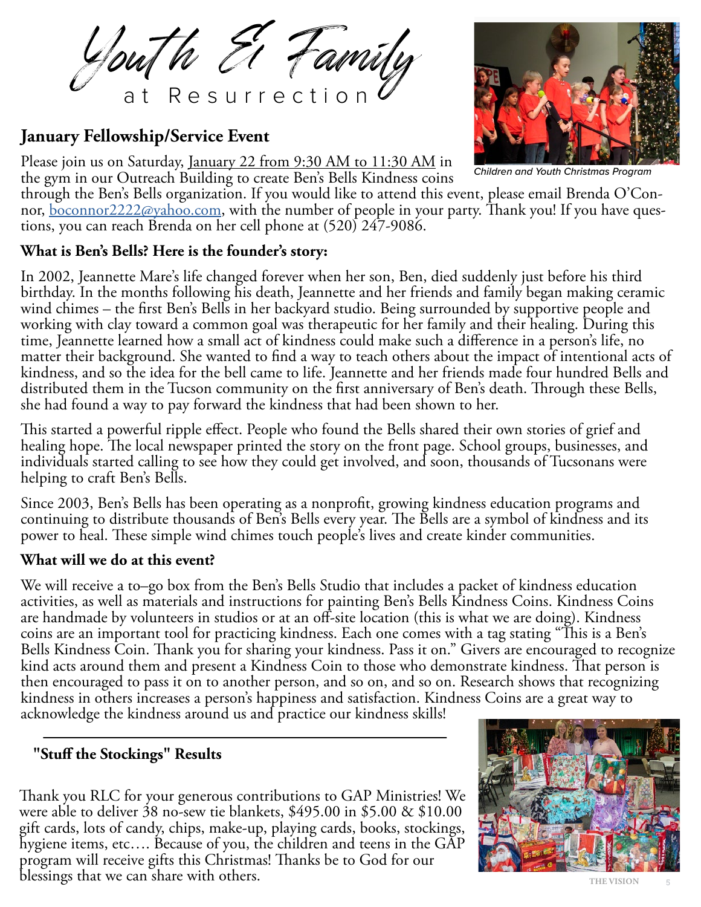# Youth & Family at Resurrection

## January Fellowship/Service Event

*Children and Youth Christmas Program*

Please join us on Saturday, January 22 from 9:30 AM to 11:30 AM in the gym in our Outreach Building to create Ben's Bells Kindness coins through the Ben's Bells organization. If you would like to attend this event, please email Brenda O'Connor, boconnor2222@yahoo.com, with the number of people in your party. Thank you! If you have questions, you can reach Brenda on her cell phone at (520) 247-9086.

### What is Ben's Bells? Here is the founder's story:

In 2002, Jeannette Mare's life changed forever when her son, Ben, died suddenly just before his third birthday. In the months following his death, Jeannette and her friends and family began making ceramic wind chimes – the first Ben's Bells in her backyard studio. Being surrounded by supportive people and working with clay toward a common goal was therapeutic for her family and their healing. During this time, Jeannette learned how a small act of kindness could make such a difference in a person's life, no matter their background. She wanted to find a way to teach others about the impact of intentional acts of kindness, and so the idea for the bell came to life. Jeannette and her friends made four hundred Bells and distributed them in the Tucson community on the first anniversary of Ben's death. Through these Bells, she had found a way to pay forward the kindness that had been shown to her.

This started a powerful ripple effect. People who found the Bells shared their own stories of grief and healing hope. The local newspaper printed the story on the front page. School groups, businesses, and individuals started calling to see how they could get involved, and soon, thousands of Tucsonans were helping to craft Ben's Bells.

Since 2003, Ben's Bells has been operating as a nonprofit, growing kindness education programs and continuing to distribute thousands of Ben's Bells every year. The Bells are a symbol of kindness and its power to heal. These simple wind chimes touch people's lives and create kinder communities.

### What will we do at this event?

We will receive a to–go box from the Ben's Bells Studio that includes a packet of kindness education activities, as well as materials and instructions for painting Ben's Bells Kindness Coins. Kindness Coins are handmade by volunteers in studios or at an off-site location (this is what we are doing). Kindness coins are an important tool for practicing kindness. Each one comes with a tag stating "This is a Ben's Bells Kindness Coin. Thank you for sharing your kindness. Pass it on." Givers are encouraged to recognize kind acts around them and present a Kindness Coin to those who demonstrate kindness. That person is then encouraged to pass it on to another person, and so on, and so on. Research shows that recognizing kindness in others increases a person's happiness and satisfaction. Kindness Coins are a great way to acknowledge the kindness around us and practice our kindness skills!

---

## "Stuff the Stockings" Results

Thank you RLC for your generous contributions to GAP Ministries! We were able to deliver 38 no-sew tie blankets, $495.00 in $5.00 & $10.00 gift cards, lots of candy, chips, make-up, playing cards, books, stockings, hygiene items, etc…. Because of you, the children and teens in the GAP program will receive gifts this Christmas! Thanks be to God for our blessings that we can share with others.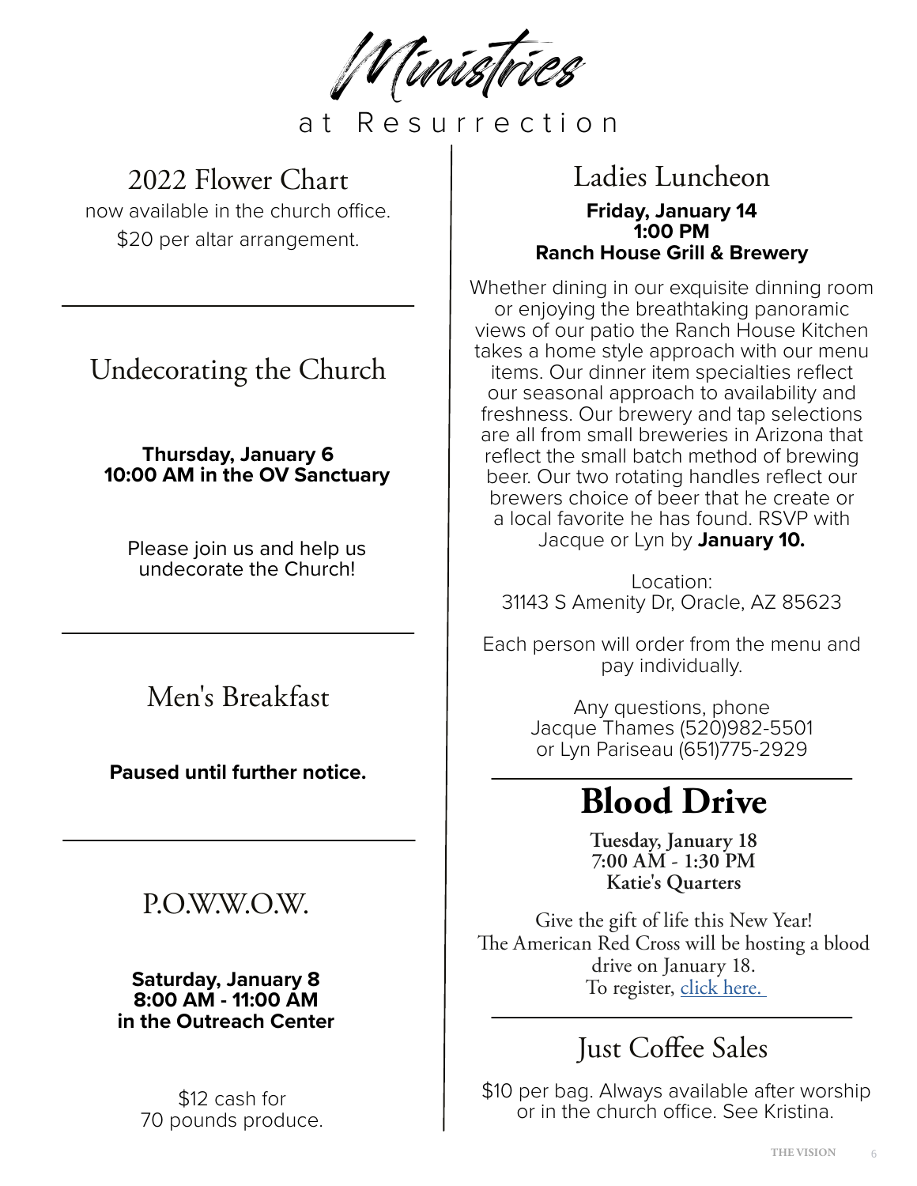# Ministries

at Resurrection

## 2022 Flower Chart

now available in the church office.
$20 per altar arrangement.

---

## Undecorating the Church

**Thursday, January 6**
**10:00 AM in the OV Sanctuary**

Please join us and help us undecorate the Church!

---

## Men's Breakfast

**Paused until further notice.**

---

## P.O.W.W.O.W.

**Saturday, January 8**
**8:00 AM - 11:00 AM**
**in the Outreach Center**

$12 cash for
70 pounds produce.

## Ladies Luncheon

**Friday, January 14**
**1:00 PM**
**Ranch House Grill & Brewery**

Whether dining in our exquisite dinning room or enjoying the breathtaking panoramic views of our patio the Ranch House Kitchen takes a home style approach with our menu items. Our dinner item specialties reflect our seasonal approach to availability and freshness. Our brewery and tap selections are all from small breweries in Arizona that reflect the small batch method of brewing beer. Our two rotating handles reflect our brewers choice of beer that he create or a local favorite he has found. RSVP with Jacque or Lyn by **January 10.**

Location:
31143 S Amenity Dr, Oracle, AZ 85623

Each person will order from the menu and pay individually.

Any questions, phone
Jacque Thames (520)982-5501
or Lyn Pariseau (651)775-2929

---

## Blood Drive

**Tuesday, January 18**
**7:00 AM - 1:30 PM**
**Katie's Quarters**

Give the gift of life this New Year!
The American Red Cross will be hosting a blood drive on January 18.
To register, click here.

---

## Just Coffee Sales

$10 per bag. Always available after worship or in the church office. See Kristina.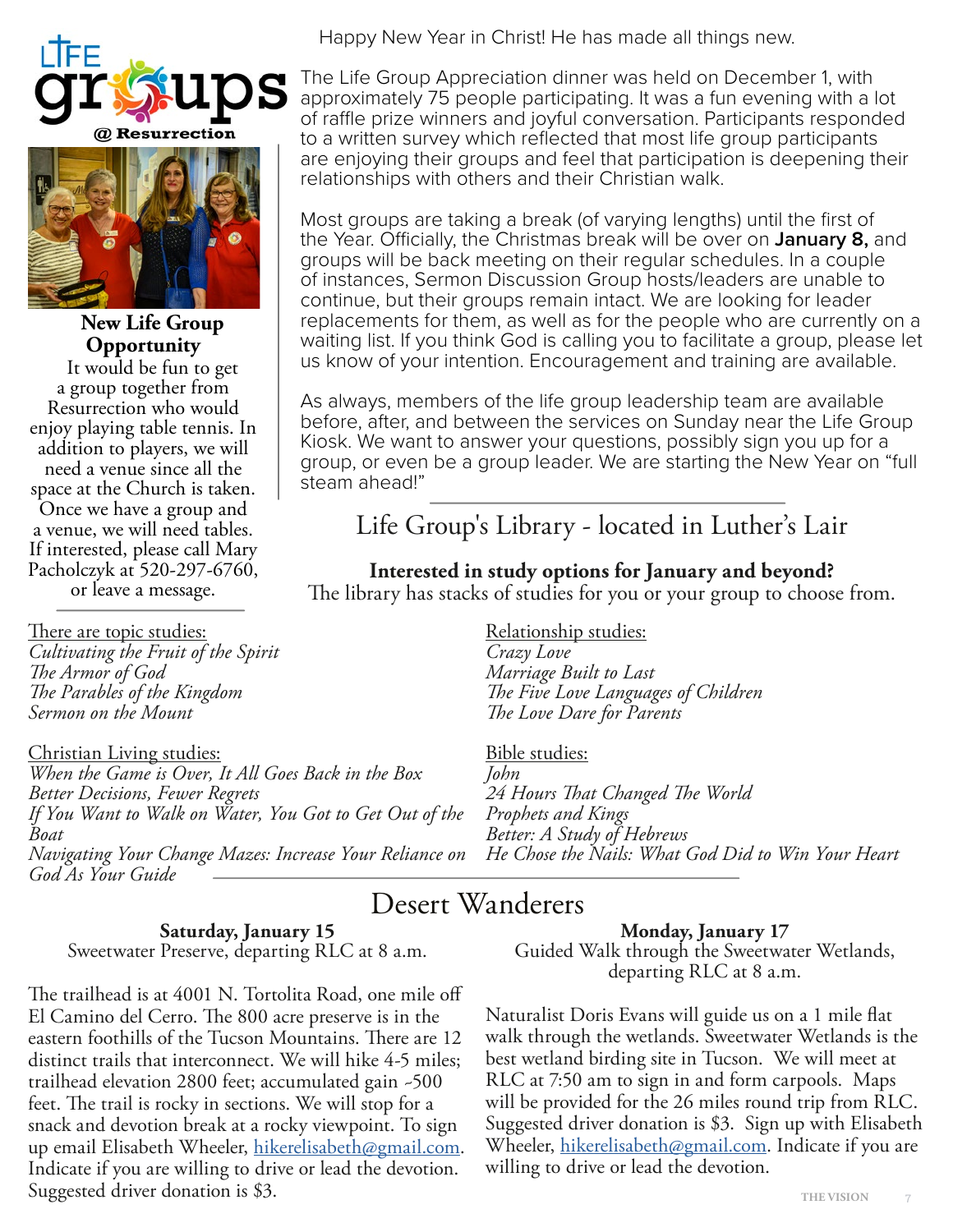# Life Groups @ Resurrection

Happy New Year in Christ! He has made all things new.

The Life Group Appreciation dinner was held on December 1, with approximately 75 people participating. It was a fun evening with a lot of raffle prize winners and joyful conversation. Participants responded to a written survey which reflected that most life group participants are enjoying their groups and feel that participation is deepening their relationships with others and their Christian walk.

Most groups are taking a break (of varying lengths) until the first of the Year. Officially, the Christmas break will be over on **January 8,** and groups will be back meeting on their regular schedules. In a couple of instances, Sermon Discussion Group hosts/leaders are unable to continue, but their groups remain intact. We are looking for leader replacements for them, as well as for the people who are currently on a waiting list. If you think God is calling you to facilitate a group, please let us know of your intention. Encouragement and training are available.

As always, members of the life group leadership team are available before, after, and between the services on Sunday near the Life Group Kiosk. We want to answer your questions, possibly sign you up for a group, or even be a group leader. We are starting the New Year on "full steam ahead!"

### New Life Group Opportunity

It would be fun to get a group together from Resurrection who would enjoy playing table tennis. In addition to players, we will need a venue since all the space at the Church is taken. Once we have a group and a venue, we will need tables. If interested, please call Mary Pacholczyk at 520-297-6760, or leave a message.

## Life Group's Library - located in Luther's Lair

**Interested in study options for January and beyond?**

The library has stacks of studies for you or your group to choose from.

There are topic studies:
*Cultivating the Fruit of the Spirit*
*The Armor of God*
*The Parables of the Kingdom*
*Sermon on the Mount*

Christian Living studies:
*When the Game is Over, It All Goes Back in the Box*
*Better Decisions, Fewer Regrets*
*If You Want to Walk on Water, You Got to Get Out of the Boat*
*Navigating Your Change Mazes: Increase Your Reliance on God As Your Guide*

Relationship studies:
*Crazy Love*
*Marriage Built to Last*
*The Five Love Languages of Children*
*The Love Dare for Parents*

Bible studies:
*John*
*24 Hours That Changed The World*
*Prophets and Kings*
*Better: A Study of Hebrews*
*He Chose the Nails: What God Did to Win Your Heart*

## Desert Wanderers

**Saturday, January 15**
Sweetwater Preserve, departing RLC at 8 a.m.

The trailhead is at 4001 N. Tortolita Road, one mile off El Camino del Cerro. The 800 acre preserve is in the eastern foothills of the Tucson Mountains. There are 12 distinct trails that interconnect. We will hike 4-5 miles; trailhead elevation 2800 feet; accumulated gain ~500 feet. The trail is rocky in sections. We will stop for a snack and devotion break at a rocky viewpoint. To sign up email Elisabeth Wheeler, hikerelisabeth@gmail.com. Indicate if you are willing to drive or lead the devotion. Suggested driver donation is $3.

**Monday, January 17**
Guided Walk through the Sweetwater Wetlands, departing RLC at 8 a.m.

Naturalist Doris Evans will guide us on a 1 mile flat walk through the wetlands. Sweetwater Wetlands is the best wetland birding site in Tucson. We will meet at RLC at 7:50 am to sign in and form carpools. Maps will be provided for the 26 miles round trip from RLC. Suggested driver donation is $3. Sign up with Elisabeth Wheeler, hikerelisabeth@gmail.com. Indicate if you are willing to drive or lead the devotion.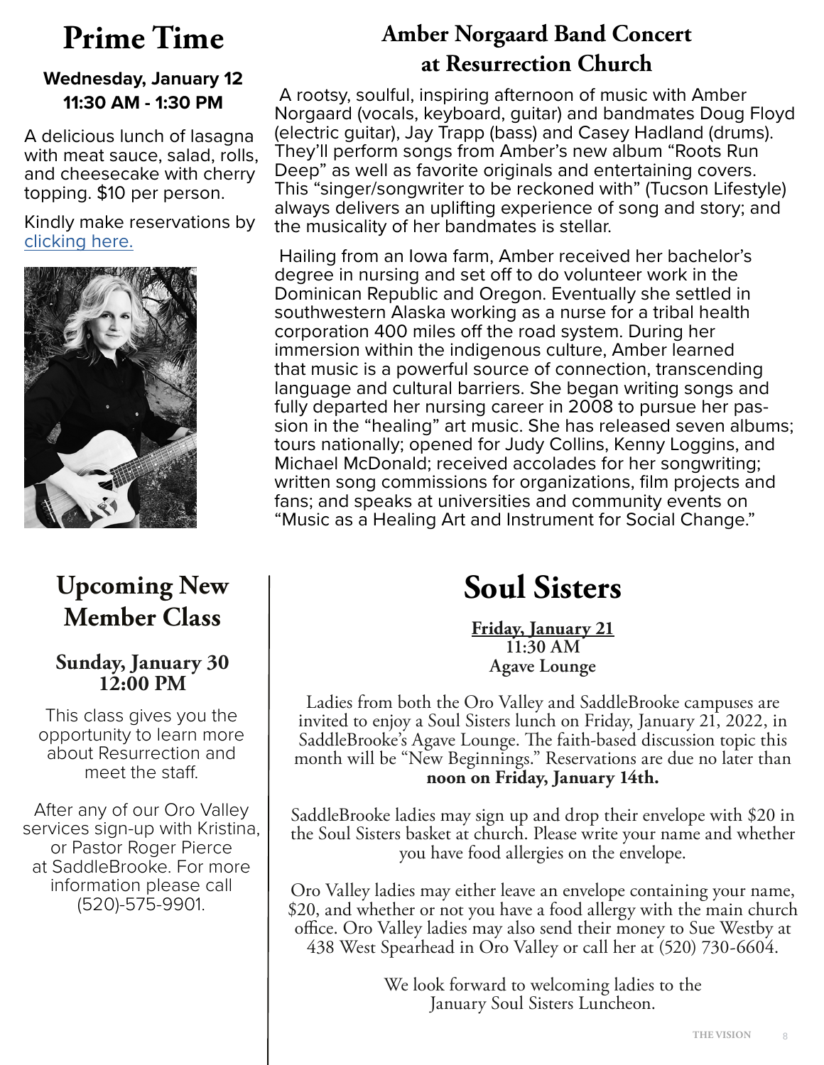# Prime Time

**Wednesday, January 12**
**11:30 AM - 1:30 PM**

A delicious lunch of lasagna with meat sauce, salad, rolls, and cheesecake with cherry topping. $10 per person.

Kindly make reservations by clicking here.

# Amber Norgaard Band Concert at Resurrection Church

A rootsy, soulful, inspiring afternoon of music with Amber Norgaard (vocals, keyboard, guitar) and bandmates Doug Floyd (electric guitar), Jay Trapp (bass) and Casey Hadland (drums). They'll perform songs from Amber's new album "Roots Run Deep" as well as favorite originals and entertaining covers. This "singer/songwriter to be reckoned with" (Tucson Lifestyle) always delivers an uplifting experience of song and story; and the musicality of her bandmates is stellar.

Hailing from an Iowa farm, Amber received her bachelor's degree in nursing and set off to do volunteer work in the Dominican Republic and Oregon. Eventually she settled in southwestern Alaska working as a nurse for a tribal health corporation 400 miles off the road system. During her immersion within the indigenous culture, Amber learned that music is a powerful source of connection, transcending language and cultural barriers. She began writing songs and fully departed her nursing career in 2008 to pursue her passion in the "healing" art music. She has released seven albums; tours nationally; opened for Judy Collins, Kenny Loggins, and Michael McDonald; received accolades for her songwriting; written song commissions for organizations, film projects and fans; and speaks at universities and community events on "Music as a Healing Art and Instrument for Social Change."

# Upcoming New Member Class

**Sunday, January 30**
**12:00 PM**

This class gives you the opportunity to learn more about Resurrection and meet the staff.

After any of our Oro Valley services sign-up with Kristina, or Pastor Roger Pierce at SaddleBrooke. For more information please call (520)-575-9901.

# Soul Sisters

**Friday, January 21**
**11:30 AM**
**Agave Lounge**

Ladies from both the Oro Valley and SaddleBrooke campuses are invited to enjoy a Soul Sisters lunch on Friday, January 21, 2022, in SaddleBrooke's Agave Lounge. The faith-based discussion topic this month will be "New Beginnings." Reservations are due no later than **noon on Friday, January 14th.**

SaddleBrooke ladies may sign up and drop their envelope with $20 in the Soul Sisters basket at church. Please write your name and whether you have food allergies on the envelope.

Oro Valley ladies may either leave an envelope containing your name, $20, and whether or not you have a food allergy with the main church office. Oro Valley ladies may also send their money to Sue Westby at 438 West Spearhead in Oro Valley or call her at (520) 730-6604.

We look forward to welcoming ladies to the January Soul Sisters Luncheon.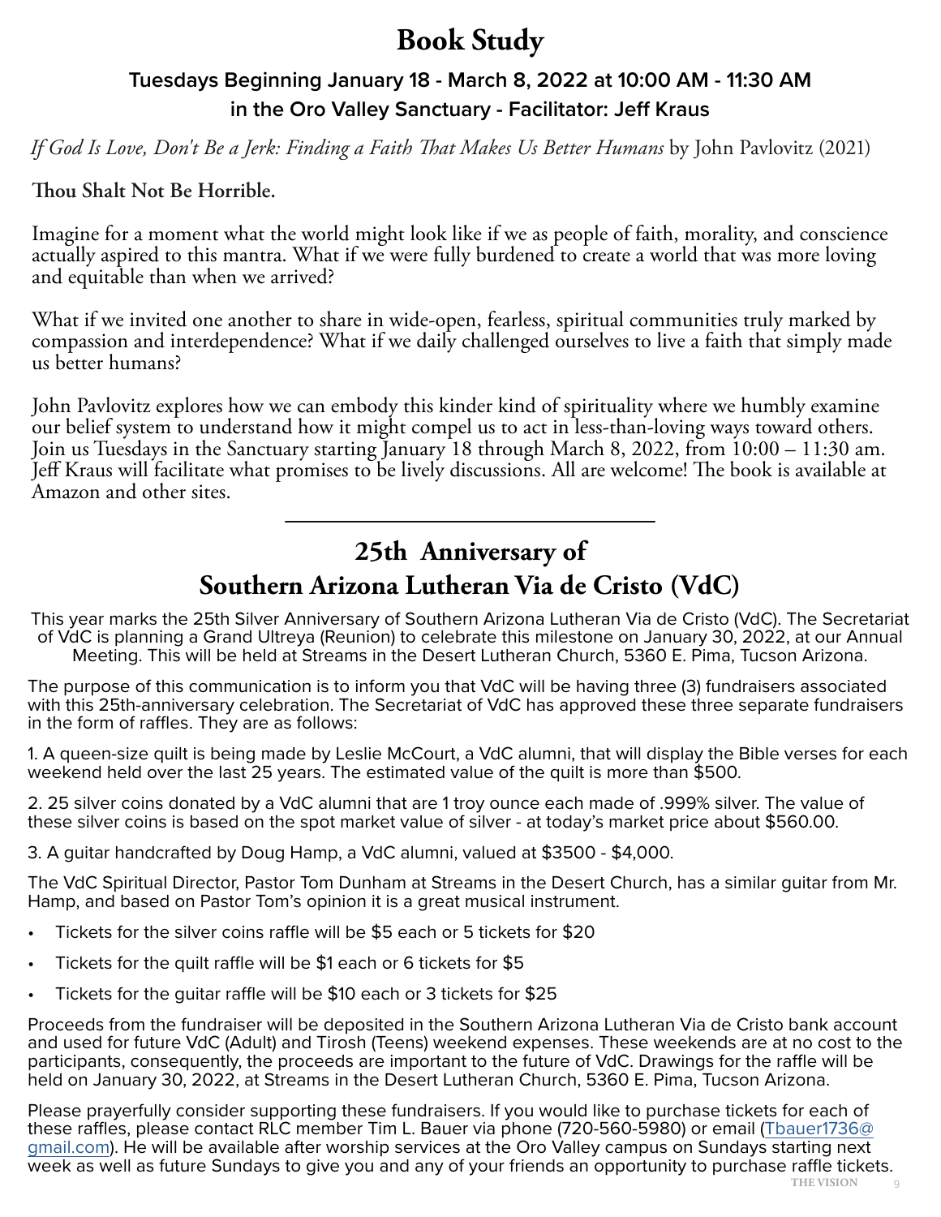# Book Study

### Tuesdays Beginning January 18 - March 8, 2022 at 10:00 AM - 11:30 AM in the Oro Valley Sanctuary - Facilitator: Jeff Kraus

*If God Is Love, Don't Be a Jerk: Finding a Faith That Makes Us Better Humans* by John Pavlovitz (2021)

**Thou Shalt Not Be Horrible.**

Imagine for a moment what the world might look like if we as people of faith, morality, and conscience actually aspired to this mantra. What if we were fully burdened to create a world that was more loving and equitable than when we arrived?

What if we invited one another to share in wide-open, fearless, spiritual communities truly marked by compassion and interdependence? What if we daily challenged ourselves to live a faith that simply made us better humans?

John Pavlovitz explores how we can embody this kinder kind of spirituality where we humbly examine our belief system to understand how it might compel us to act in less-than-loving ways toward others. Join us Tuesdays in the Sanctuary starting January 18 through March 8, 2022, from 10:00 – 11:30 am. Jeff Kraus will facilitate what promises to be lively discussions. All are welcome! The book is available at Amazon and other sites.

---

# 25th Anniversary of Southern Arizona Lutheran Via de Cristo (VdC)

This year marks the 25th Silver Anniversary of Southern Arizona Lutheran Via de Cristo (VdC). The Secretariat of VdC is planning a Grand Ultreya (Reunion) to celebrate this milestone on January 30, 2022, at our Annual Meeting. This will be held at Streams in the Desert Lutheran Church, 5360 E. Pima, Tucson Arizona.

The purpose of this communication is to inform you that VdC will be having three (3) fundraisers associated with this 25th-anniversary celebration. The Secretariat of VdC has approved these three separate fundraisers in the form of raffles. They are as follows:

1. A queen-size quilt is being made by Leslie McCourt, a VdC alumni, that will display the Bible verses for each weekend held over the last 25 years. The estimated value of the quilt is more than $500.

2. 25 silver coins donated by a VdC alumni that are 1 troy ounce each made of .999% silver. The value of these silver coins is based on the spot market value of silver - at today's market price about $560.00.

3. A guitar handcrafted by Doug Hamp, a VdC alumni, valued at $3500 - $4,000.

The VdC Spiritual Director, Pastor Tom Dunham at Streams in the Desert Church, has a similar guitar from Mr. Hamp, and based on Pastor Tom's opinion it is a great musical instrument.

- Tickets for the silver coins raffle will be $5 each or 5 tickets for $20
- Tickets for the quilt raffle will be $1 each or 6 tickets for $5
- Tickets for the guitar raffle will be $10 each or 3 tickets for $25

Proceeds from the fundraiser will be deposited in the Southern Arizona Lutheran Via de Cristo bank account and used for future VdC (Adult) and Tirosh (Teens) weekend expenses. These weekends are at no cost to the participants, consequently, the proceeds are important to the future of VdC. Drawings for the raffle will be held on January 30, 2022, at Streams in the Desert Lutheran Church, 5360 E. Pima, Tucson Arizona.

Please prayerfully consider supporting these fundraisers. If you would like to purchase tickets for each of these raffles, please contact RLC member Tim L. Bauer via phone (720-560-5980) or email (Tbauer1736@gmail.com). He will be available after worship services at the Oro Valley campus on Sundays starting next week as well as future Sundays to give you and any of your friends an opportunity to purchase raffle tickets.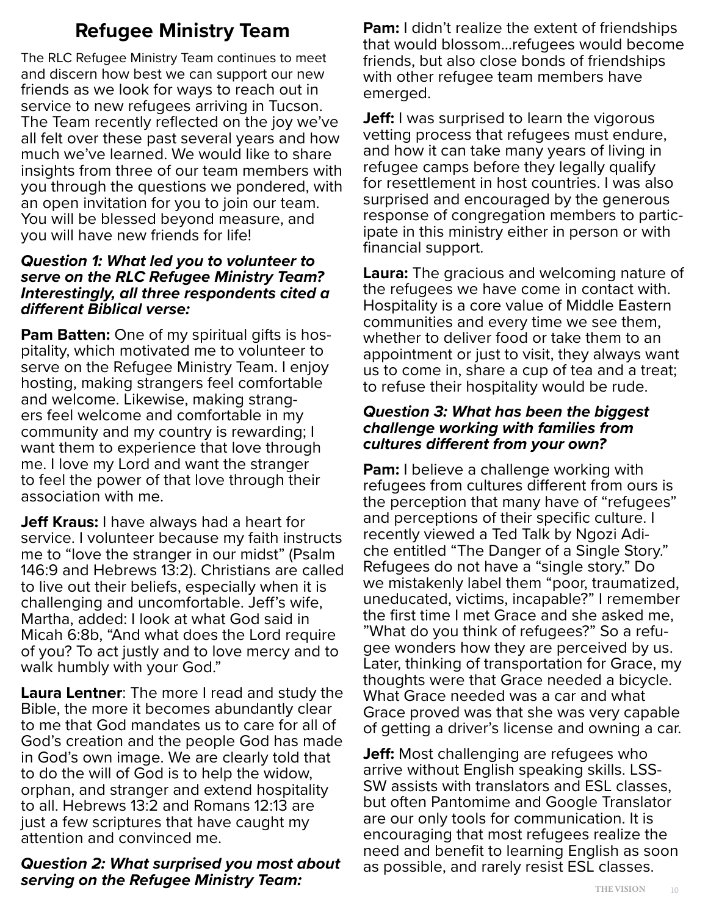# Refugee Ministry Team

The RLC Refugee Ministry Team continues to meet and discern how best we can support our new friends as we look for ways to reach out in service to new refugees arriving in Tucson. The Team recently reflected on the joy we've all felt over these past several years and how much we've learned. We would like to share insights from three of our team members with you through the questions we pondered, with an open invitation for you to join our team. You will be blessed beyond measure, and you will have new friends for life!

***Question 1: What led you to volunteer to serve on the RLC Refugee Ministry Team? Interestingly, all three respondents cited a different Biblical verse:***

**Pam Batten:** One of my spiritual gifts is hospitality, which motivated me to volunteer to serve on the Refugee Ministry Team. I enjoy hosting, making strangers feel comfortable and welcome. Likewise, making strangers feel welcome and comfortable in my community and my country is rewarding; I want them to experience that love through me. I love my Lord and want the stranger to feel the power of that love through their association with me.

**Jeff Kraus:** I have always had a heart for service. I volunteer because my faith instructs me to "love the stranger in our midst" (Psalm 146:9 and Hebrews 13:2). Christians are called to live out their beliefs, especially when it is challenging and uncomfortable. Jeff's wife, Martha, added: I look at what God said in Micah 6:8b, "And what does the Lord require of you? To act justly and to love mercy and to walk humbly with your God."

**Laura Lentner**: The more I read and study the Bible, the more it becomes abundantly clear to me that God mandates us to care for all of God's creation and the people God has made in God's own image. We are clearly told that to do the will of God is to help the widow, orphan, and stranger and extend hospitality to all. Hebrews 13:2 and Romans 12:13 are just a few scriptures that have caught my attention and convinced me.

***Question 2: What surprised you most about serving on the Refugee Ministry Team:***

**Pam:** I didn't realize the extent of friendships that would blossom…refugees would become friends, but also close bonds of friendships with other refugee team members have emerged.

**Jeff:** I was surprised to learn the vigorous vetting process that refugees must endure, and how it can take many years of living in refugee camps before they legally qualify for resettlement in host countries. I was also surprised and encouraged by the generous response of congregation members to participate in this ministry either in person or with financial support.

**Laura:** The gracious and welcoming nature of the refugees we have come in contact with. Hospitality is a core value of Middle Eastern communities and every time we see them, whether to deliver food or take them to an appointment or just to visit, they always want us to come in, share a cup of tea and a treat; to refuse their hospitality would be rude.

***Question 3: What has been the biggest challenge working with families from cultures different from your own?***

**Pam:** I believe a challenge working with refugees from cultures different from ours is the perception that many have of "refugees" and perceptions of their specific culture. I recently viewed a Ted Talk by Ngozi Adiche entitled "The Danger of a Single Story." Refugees do not have a "single story." Do we mistakenly label them "poor, traumatized, uneducated, victims, incapable?" I remember the first time I met Grace and she asked me, "What do you think of refugees?" So a refugee wonders how they are perceived by us. Later, thinking of transportation for Grace, my thoughts were that Grace needed a bicycle. What Grace needed was a car and what Grace proved was that she was very capable of getting a driver's license and owning a car.

**Jeff:** Most challenging are refugees who arrive without English speaking skills. LSS-SW assists with translators and ESL classes, but often Pantomime and Google Translator are our only tools for communication. It is encouraging that most refugees realize the need and benefit to learning English as soon as possible, and rarely resist ESL classes.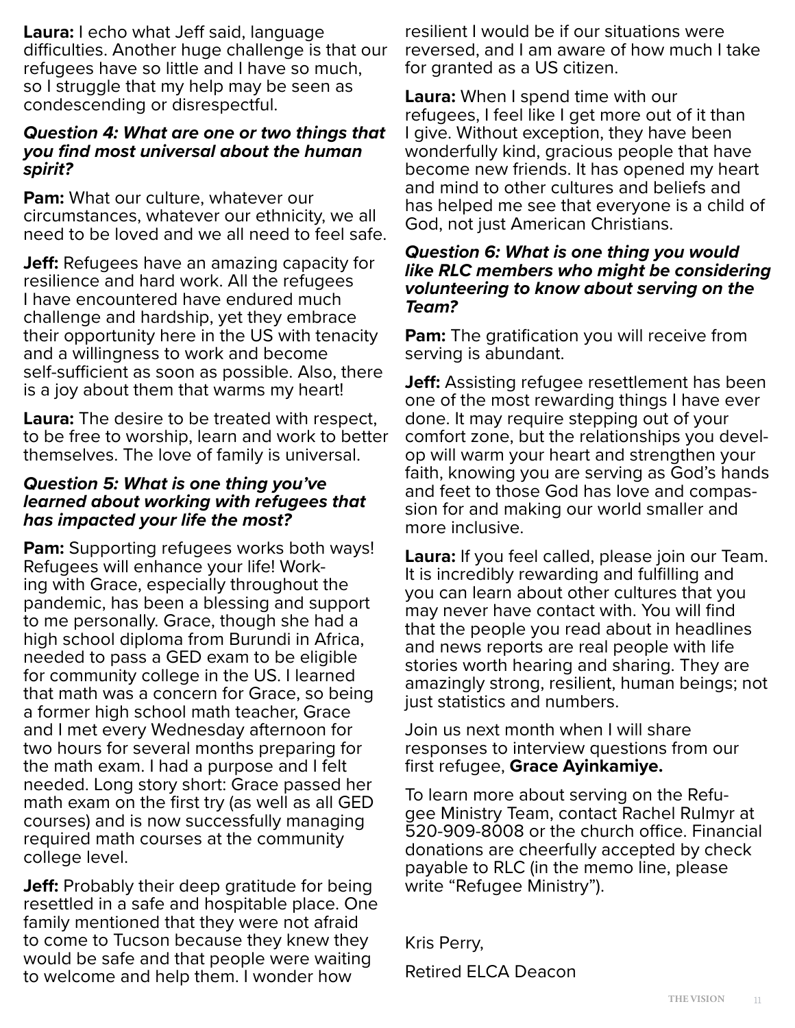**Laura:** I echo what Jeff said, language difficulties. Another huge challenge is that our refugees have so little and I have so much, so I struggle that my help may be seen as condescending or disrespectful.

***Question 4: What are one or two things that you find most universal about the human spirit?***

**Pam:** What our culture, whatever our circumstances, whatever our ethnicity, we all need to be loved and we all need to feel safe.

**Jeff:** Refugees have an amazing capacity for resilience and hard work. All the refugees I have encountered have endured much challenge and hardship, yet they embrace their opportunity here in the US with tenacity and a willingness to work and become self-sufficient as soon as possible. Also, there is a joy about them that warms my heart!

**Laura:** The desire to be treated with respect, to be free to worship, learn and work to better themselves. The love of family is universal.

***Question 5: What is one thing you've learned about working with refugees that has impacted your life the most?***

**Pam:** Supporting refugees works both ways! Refugees will enhance your life! Working with Grace, especially throughout the pandemic, has been a blessing and support to me personally. Grace, though she had a high school diploma from Burundi in Africa, needed to pass a GED exam to be eligible for community college in the US. I learned that math was a concern for Grace, so being a former high school math teacher, Grace and I met every Wednesday afternoon for two hours for several months preparing for the math exam. I had a purpose and I felt needed. Long story short: Grace passed her math exam on the first try (as well as all GED courses) and is now successfully managing required math courses at the community college level.

**Jeff:** Probably their deep gratitude for being resettled in a safe and hospitable place. One family mentioned that they were not afraid to come to Tucson because they knew they would be safe and that people were waiting to welcome and help them. I wonder how resilient I would be if our situations were reversed, and I am aware of how much I take for granted as a US citizen.

**Laura:** When I spend time with our refugees, I feel like I get more out of it than I give. Without exception, they have been wonderfully kind, gracious people that have become new friends. It has opened my heart and mind to other cultures and beliefs and has helped me see that everyone is a child of God, not just American Christians.

***Question 6: What is one thing you would like RLC members who might be considering volunteering to know about serving on the Team?***

**Pam:** The gratification you will receive from serving is abundant.

**Jeff:** Assisting refugee resettlement has been one of the most rewarding things I have ever done. It may require stepping out of your comfort zone, but the relationships you develop will warm your heart and strengthen your faith, knowing you are serving as God's hands and feet to those God has love and compassion for and making our world smaller and more inclusive.

**Laura:** If you feel called, please join our Team. It is incredibly rewarding and fulfilling and you can learn about other cultures that you may never have contact with. You will find that the people you read about in headlines and news reports are real people with life stories worth hearing and sharing. They are amazingly strong, resilient, human beings; not just statistics and numbers.

Join us next month when I will share responses to interview questions from our first refugee, **Grace Ayinkamiye.**

To learn more about serving on the Refugee Ministry Team, contact Rachel Rulmyr at 520-909-8008 or the church office. Financial donations are cheerfully accepted by check payable to RLC (in the memo line, please write "Refugee Ministry").

Kris Perry,

Retired ELCA Deacon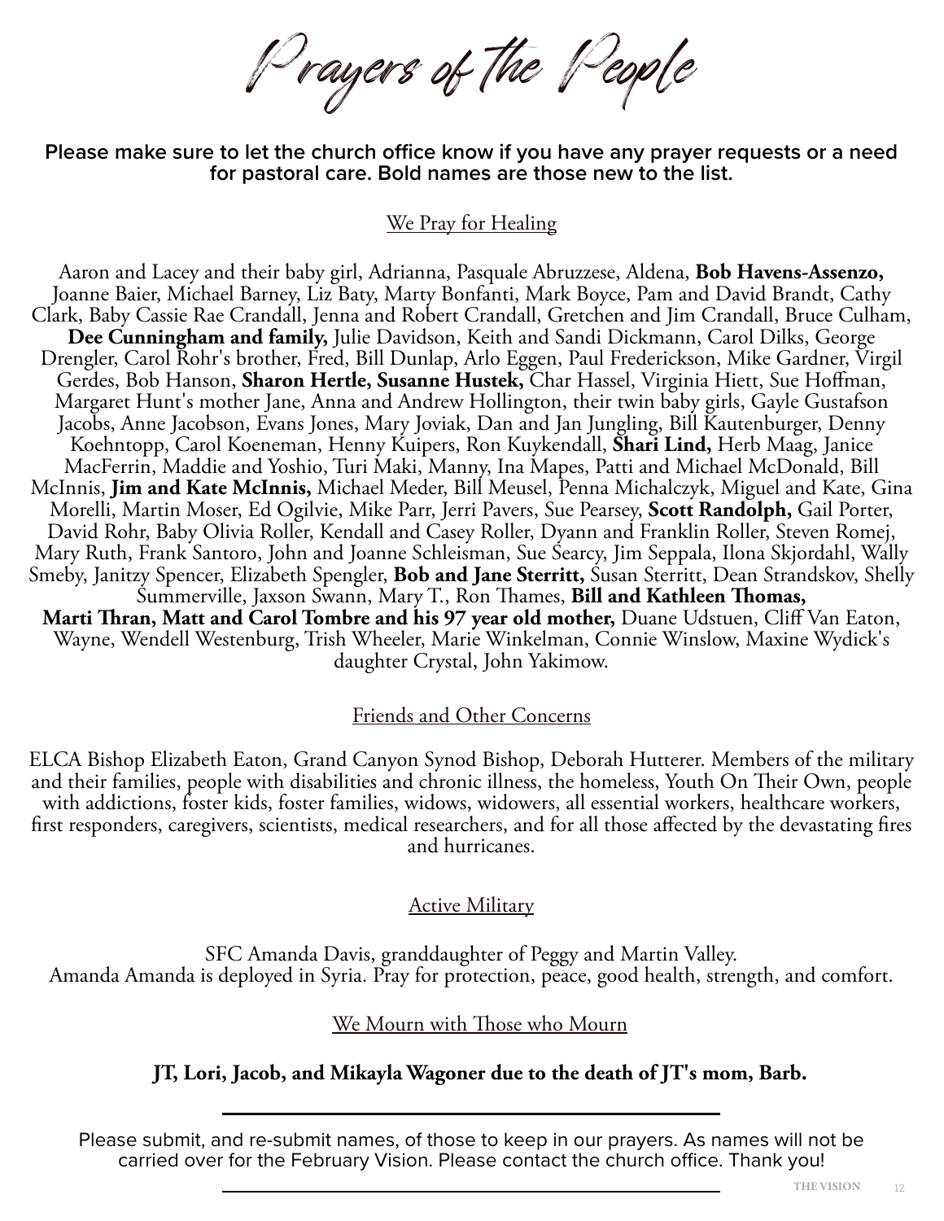# Prayers of the People

**Please make sure to let the church office know if you have any prayer requests or a need for pastoral care. Bold names are those new to the list.**

## We Pray for Healing

Aaron and Lacey and their baby girl, Adrianna, Pasquale Abruzzese, Aldena, **Bob Havens-Assenzo,** Joanne Baier, Michael Barney, Liz Baty, Marty Bonfanti, Mark Boyce, Pam and David Brandt, Cathy Clark, Baby Cassie Rae Crandall, Jenna and Robert Crandall, Gretchen and Jim Crandall, Bruce Culham, **Dee Cunningham and family,** Julie Davidson, Keith and Sandi Dickmann, Carol Dilks, George Drengler, Carol Rohr's brother, Fred, Bill Dunlap, Arlo Eggen, Paul Frederickson, Mike Gardner, Virgil Gerdes, Bob Hanson, **Sharon Hertle, Susanne Hustek,** Char Hassel, Virginia Hiett, Sue Hoffman, Margaret Hunt's mother Jane, Anna and Andrew Hollington, their twin baby girls, Gayle Gustafson Jacobs, Anne Jacobson, Evans Jones, Mary Joviak, Dan and Jan Jungling, Bill Kautenburger, Denny Koehntopp, Carol Koeneman, Henny Kuipers, Ron Kuykendall, **Shari Lind,** Herb Maag, Janice MacFerrin, Maddie and Yoshio, Turi Maki, Manny, Ina Mapes, Patti and Michael McDonald, Bill McInnis, **Jim and Kate McInnis,** Michael Meder, Bill Meusel, Penna Michalczyk, Miguel and Kate, Gina Morelli, Martin Moser, Ed Ogilvie, Mike Parr, Jerri Pavers, Sue Pearsey, **Scott Randolph,** Gail Porter, David Rohr, Baby Olivia Roller, Kendall and Casey Roller, Dyann and Franklin Roller, Steven Romej, Mary Ruth, Frank Santoro, John and Joanne Schleisman, Sue Searcy, Jim Seppala, Ilona Skjordahl, Wally Smeby, Janitzy Spencer, Elizabeth Spengler, **Bob and Jane Sterritt,** Susan Sterritt, Dean Strandskov, Shelly Summerville, Jaxson Swann, Mary T., Ron Thames, **Bill and Kathleen Thomas, Marti Thran, Matt and Carol Tombre and his 97 year old mother,** Duane Udstuen, Cliff Van Eaton, Wayne, Wendell Westenburg, Trish Wheeler, Marie Winkelman, Connie Winslow, Maxine Wydick's daughter Crystal, John Yakimow.

## Friends and Other Concerns

ELCA Bishop Elizabeth Eaton, Grand Canyon Synod Bishop, Deborah Hutterer. Members of the military and their families, people with disabilities and chronic illness, the homeless, Youth On Their Own, people with addictions, foster kids, foster families, widows, widowers, all essential workers, healthcare workers, first responders, caregivers, scientists, medical researchers, and for all those affected by the devastating fires and hurricanes.

## Active Military

SFC Amanda Davis, granddaughter of Peggy and Martin Valley.
Amanda Amanda is deployed in Syria. Pray for protection, peace, good health, strength, and comfort.

## We Mourn with Those who Mourn

**JT, Lori, Jacob, and Mikayla Wagoner due to the death of JT's mom, Barb.**

---

Please submit, and re-submit names, of those to keep in our prayers. As names will not be carried over for the February Vision. Please contact the church office. Thank you!

---